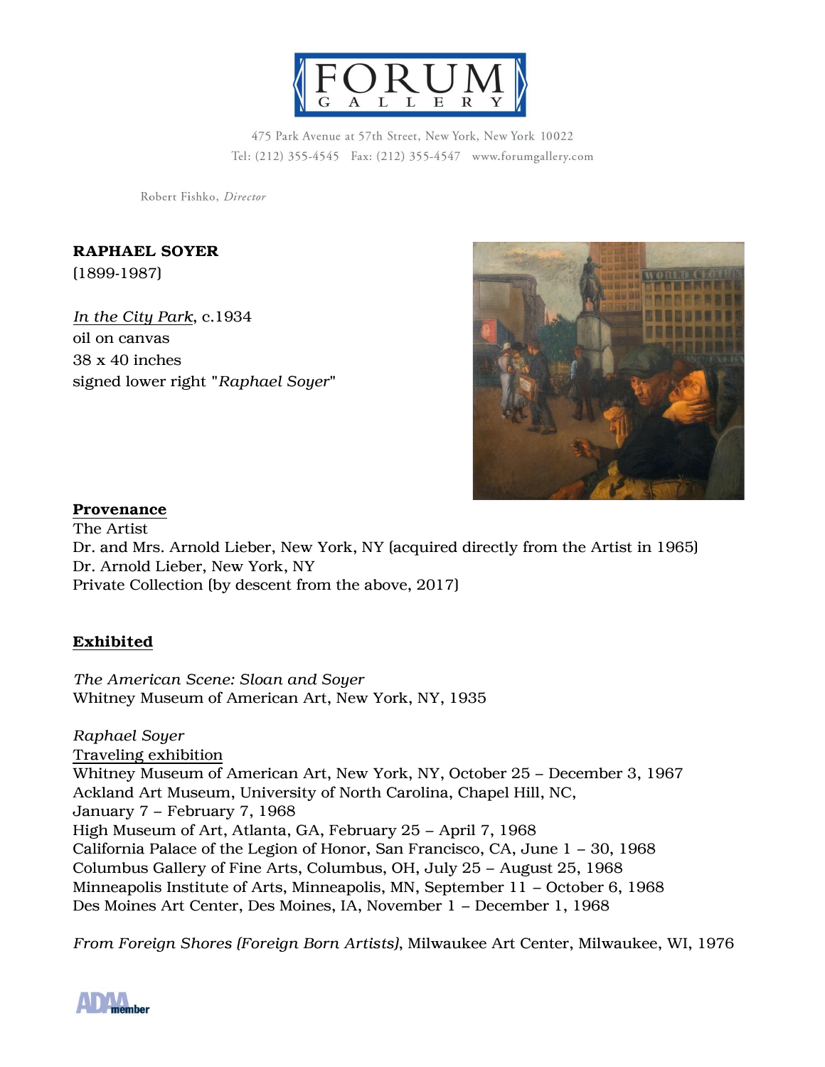# FORUM GALLERY

475 Park Avenue at 57th Street, New York, New York 10022
Tel: (212) 355-4545 Fax: (212) 355-4547 www.forumgallery.com

Robert Fishko, *Director*

**RAPHAEL SOYER**
(1899-1987)

*In the City Park*, c.1934
oil on canvas
38 x 40 inches
signed lower right "*Raphael Soyer*"

## Provenance

The Artist
Dr. and Mrs. Arnold Lieber, New York, NY (acquired directly from the Artist in 1965)
Dr. Arnold Lieber, New York, NY
Private Collection (by descent from the above, 2017)

## Exhibited

*The American Scene: Sloan and Soyer*
Whitney Museum of American Art, New York, NY, 1935

*Raphael Soyer*
Traveling exhibition
Whitney Museum of American Art, New York, NY, October 25 – December 3, 1967
Ackland Art Museum, University of North Carolina, Chapel Hill, NC,
January 7 – February 7, 1968
High Museum of Art, Atlanta, GA, February 25 – April 7, 1968
California Palace of the Legion of Honor, San Francisco, CA, June 1 – 30, 1968
Columbus Gallery of Fine Arts, Columbus, OH, July 25 – August 25, 1968
Minneapolis Institute of Arts, Minneapolis, MN, September 11 – October 6, 1968
Des Moines Art Center, Des Moines, IA, November 1 – December 1, 1968

*From Foreign Shores (Foreign Born Artists)*, Milwaukee Art Center, Milwaukee, WI, 1976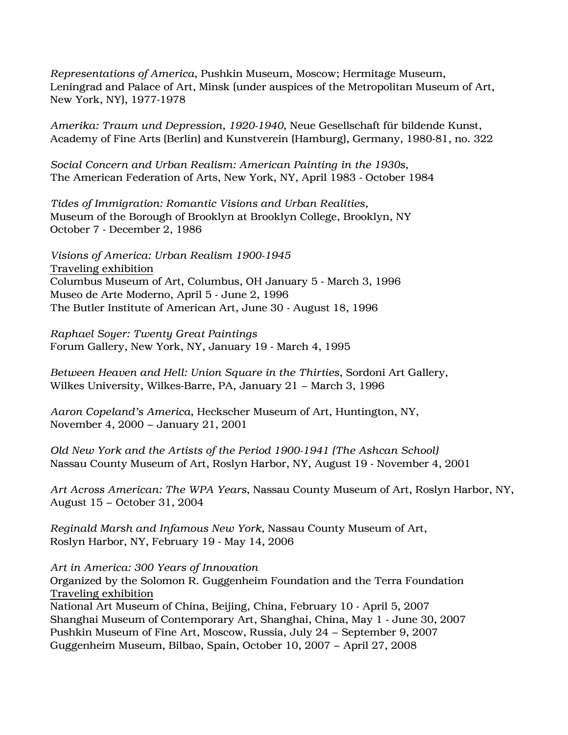*Representations of America*, Pushkin Museum, Moscow; Hermitage Museum, Leningrad and Palace of Art, Minsk (under auspices of the Metropolitan Museum of Art, New York, NY), 1977-1978

*Amerika: Traum und Depression, 1920-1940*, Neue Gesellschaft für bildende Kunst, Academy of Fine Arts (Berlin) and Kunstverein (Hamburg), Germany, 1980-81, no. 322

*Social Concern and Urban Realism: American Painting in the 1930s,*
The American Federation of Arts, New York, NY, April 1983 - October 1984

*Tides of Immigration: Romantic Visions and Urban Realities,*
Museum of the Borough of Brooklyn at Brooklyn College, Brooklyn, NY
October 7 - December 2, 1986

*Visions of America: Urban Realism 1900-1945*
<u>Traveling exhibition</u>
Columbus Museum of Art, Columbus, OH January 5 - March 3, 1996
Museo de Arte Moderno, April 5 - June 2, 1996
The Butler Institute of American Art, June 30 - August 18, 1996

*Raphael Soyer: Twenty Great Paintings*
Forum Gallery, New York, NY, January 19 - March 4, 1995

*Between Heaven and Hell: Union Square in the Thirties*, Sordoni Art Gallery, Wilkes University, Wilkes-Barre, PA, January 21 – March 3, 1996

*Aaron Copeland's America*, Heckscher Museum of Art, Huntington, NY, November 4, 2000 – January 21, 2001

*Old New York and the Artists of the Period 1900-1941 (The Ashcan School)*
Nassau County Museum of Art, Roslyn Harbor, NY, August 19 - November 4, 2001

*Art Across American: The WPA Years*, Nassau County Museum of Art, Roslyn Harbor, NY, August 15 – October 31, 2004

*Reginald Marsh and Infamous New York*, Nassau County Museum of Art, Roslyn Harbor, NY, February 19 - May 14, 2006

*Art in America: 300 Years of Innovation*
Organized by the Solomon R. Guggenheim Foundation and the Terra Foundation
<u>Traveling exhibition</u>
National Art Museum of China, Beijing, China, February 10 - April 5, 2007
Shanghai Museum of Contemporary Art, Shanghai, China, May 1 - June 30, 2007
Pushkin Museum of Fine Art, Moscow, Russia, July 24 – September 9, 2007
Guggenheim Museum, Bilbao, Spain, October 10, 2007 – April 27, 2008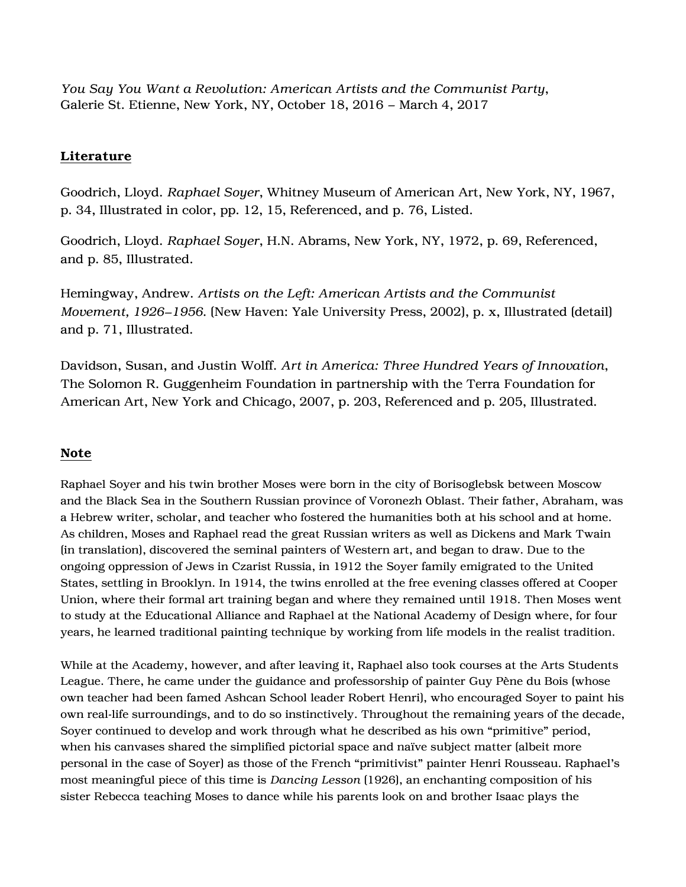*You Say You Want a Revolution: American Artists and the Communist Party*, Galerie St. Etienne, New York, NY, October 18, 2016 – March 4, 2017

## **Literature**

Goodrich, Lloyd. *Raphael Soyer*, Whitney Museum of American Art, New York, NY, 1967, p. 34, Illustrated in color, pp. 12, 15, Referenced, and p. 76, Listed.

Goodrich, Lloyd. *Raphael Soyer*, H.N. Abrams, New York, NY, 1972, p. 69, Referenced, and p. 85, Illustrated.

Hemingway, Andrew. *Artists on the Left: American Artists and the Communist Movement, 1926–1956.* (New Haven: Yale University Press, 2002), p. x, Illustrated (detail) and p. 71, Illustrated.

Davidson, Susan, and Justin Wolff. *Art in America: Three Hundred Years of Innovation*, The Solomon R. Guggenheim Foundation in partnership with the Terra Foundation for American Art, New York and Chicago, 2007, p. 203, Referenced and p. 205, Illustrated.

## **Note**

Raphael Soyer and his twin brother Moses were born in the city of Borisoglebsk between Moscow and the Black Sea in the Southern Russian province of Voronezh Oblast. Their father, Abraham, was a Hebrew writer, scholar, and teacher who fostered the humanities both at his school and at home. As children, Moses and Raphael read the great Russian writers as well as Dickens and Mark Twain (in translation), discovered the seminal painters of Western art, and began to draw. Due to the ongoing oppression of Jews in Czarist Russia, in 1912 the Soyer family emigrated to the United States, settling in Brooklyn. In 1914, the twins enrolled at the free evening classes offered at Cooper Union, where their formal art training began and where they remained until 1918. Then Moses went to study at the Educational Alliance and Raphael at the National Academy of Design where, for four years, he learned traditional painting technique by working from life models in the realist tradition.

While at the Academy, however, and after leaving it, Raphael also took courses at the Arts Students League. There, he came under the guidance and professorship of painter Guy Pène du Bois (whose own teacher had been famed Ashcan School leader Robert Henri), who encouraged Soyer to paint his own real-life surroundings, and to do so instinctively. Throughout the remaining years of the decade, Soyer continued to develop and work through what he described as his own "primitive" period, when his canvases shared the simplified pictorial space and naïve subject matter (albeit more personal in the case of Soyer) as those of the French "primitivist" painter Henri Rousseau. Raphael's most meaningful piece of this time is *Dancing Lesson* (1926), an enchanting composition of his sister Rebecca teaching Moses to dance while his parents look on and brother Isaac plays the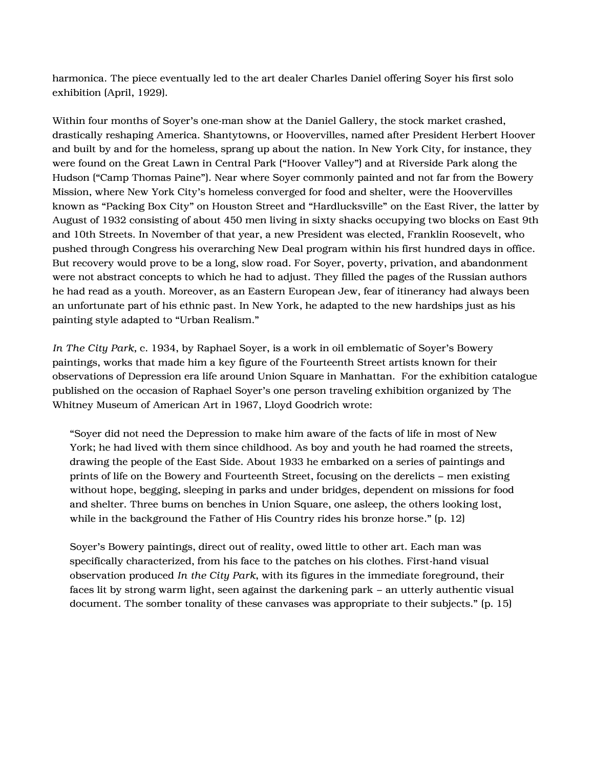harmonica. The piece eventually led to the art dealer Charles Daniel offering Soyer his first solo exhibition (April, 1929).

Within four months of Soyer's one-man show at the Daniel Gallery, the stock market crashed, drastically reshaping America. Shantytowns, or Hoovervilles, named after President Herbert Hoover and built by and for the homeless, sprang up about the nation. In New York City, for instance, they were found on the Great Lawn in Central Park ("Hoover Valley") and at Riverside Park along the Hudson ("Camp Thomas Paine"). Near where Soyer commonly painted and not far from the Bowery Mission, where New York City's homeless converged for food and shelter, were the Hoovervilles known as "Packing Box City" on Houston Street and "Hardlucksville" on the East River, the latter by August of 1932 consisting of about 450 men living in sixty shacks occupying two blocks on East 9th and 10th Streets. In November of that year, a new President was elected, Franklin Roosevelt, who pushed through Congress his overarching New Deal program within his first hundred days in office. But recovery would prove to be a long, slow road. For Soyer, poverty, privation, and abandonment were not abstract concepts to which he had to adjust. They filled the pages of the Russian authors he had read as a youth. Moreover, as an Eastern European Jew, fear of itinerancy had always been an unfortunate part of his ethnic past. In New York, he adapted to the new hardships just as his painting style adapted to "Urban Realism."

*In The City Park*, c. 1934, by Raphael Soyer, is a work in oil emblematic of Soyer's Bowery paintings, works that made him a key figure of the Fourteenth Street artists known for their observations of Depression era life around Union Square in Manhattan. For the exhibition catalogue published on the occasion of Raphael Soyer's one person traveling exhibition organized by The Whitney Museum of American Art in 1967, Lloyd Goodrich wrote:

> "Soyer did not need the Depression to make him aware of the facts of life in most of New York; he had lived with them since childhood. As boy and youth he had roamed the streets, drawing the people of the East Side. About 1933 he embarked on a series of paintings and prints of life on the Bowery and Fourteenth Street, focusing on the derelicts – men existing without hope, begging, sleeping in parks and under bridges, dependent on missions for food and shelter. Three bums on benches in Union Square, one asleep, the others looking lost, while in the background the Father of His Country rides his bronze horse." (p. 12)
>
> Soyer's Bowery paintings, direct out of reality, owed little to other art. Each man was specifically characterized, from his face to the patches on his clothes. First-hand visual observation produced *In the City Park*, with its figures in the immediate foreground, their faces lit by strong warm light, seen against the darkening park – an utterly authentic visual document. The somber tonality of these canvases was appropriate to their subjects." (p. 15)